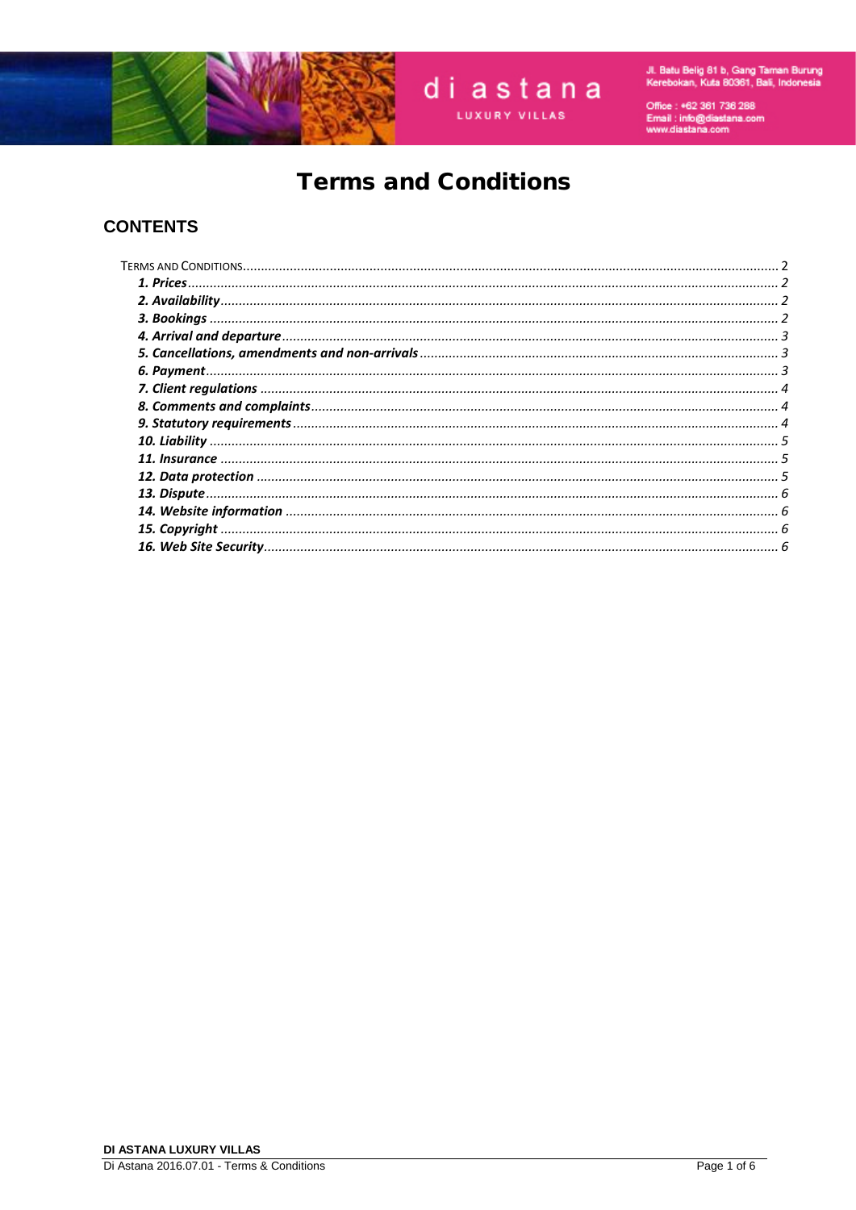di astana

LUXURY VILLAS

Jl. Batu Belig 81 b, Gang Taman Burung
Kerebokan, Kuta 80361, Bali, Indonesia

Office : +62 361 736 288
Email : info@diastana.com
www.diastana.com

# Terms and Conditions

## CONTENTS

TERMS AND CONDITIONS .......... 2
- ***1. Prices*** .......... *2*
- ***2. Availability*** .......... *2*
- ***3. Bookings*** .......... *2*
- ***4. Arrival and departure*** .......... *3*
- ***5. Cancellations, amendments and non-arrivals*** .......... *3*
- ***6. Payment*** .......... *3*
- ***7. Client regulations*** .......... *4*
- ***8. Comments and complaints*** .......... *4*
- ***9. Statutory requirements*** .......... *4*
- ***10. Liability*** .......... *5*
- ***11. Insurance*** .......... *5*
- ***12. Data protection*** .......... *5*
- ***13. Dispute*** .......... *6*
- ***14. Website information*** .......... *6*
- ***15. Copyright*** .......... *6*
- ***16. Web Site Security*** .......... *6*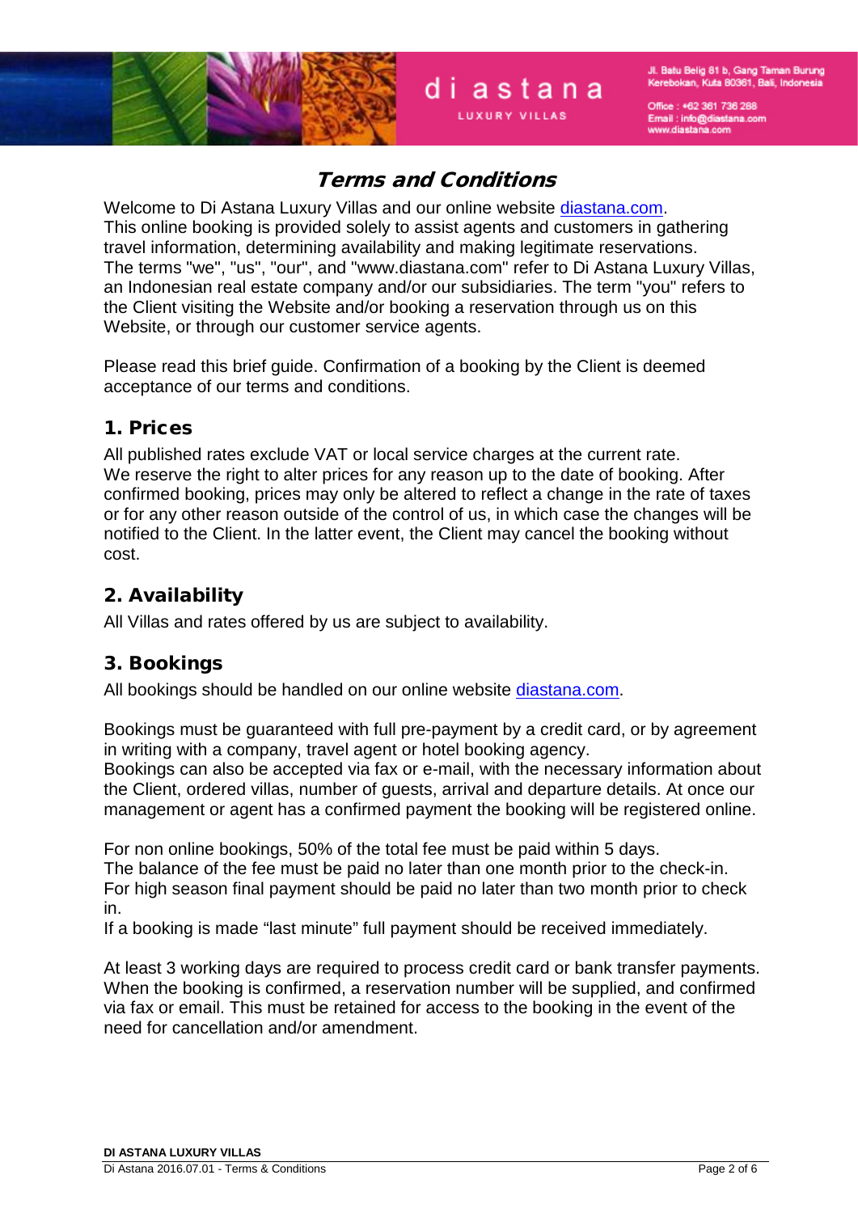# Terms and Conditions

Welcome to Di Astana Luxury Villas and our online website [diastana.com](http://diastana.com).
This online booking is provided solely to assist agents and customers in gathering travel information, determining availability and making legitimate reservations.
The terms "we", "us", "our", and "www.diastana.com" refer to Di Astana Luxury Villas, an Indonesian real estate company and/or our subsidiaries. The term "you" refers to the Client visiting the Website and/or booking a reservation through us on this Website, or through our customer service agents.

Please read this brief guide. Confirmation of a booking by the Client is deemed acceptance of our terms and conditions.

## 1. Prices

All published rates exclude VAT or local service charges at the current rate.
We reserve the right to alter prices for any reason up to the date of booking. After confirmed booking, prices may only be altered to reflect a change in the rate of taxes or for any other reason outside of the control of us, in which case the changes will be notified to the Client. In the latter event, the Client may cancel the booking without cost.

## 2. Availability

All Villas and rates offered by us are subject to availability.

## 3. Bookings

All bookings should be handled on our online website [diastana.com](http://diastana.com).

Bookings must be guaranteed with full pre-payment by a credit card, or by agreement in writing with a company, travel agent or hotel booking agency.
Bookings can also be accepted via fax or e-mail, with the necessary information about the Client, ordered villas, number of guests, arrival and departure details. At once our management or agent has a confirmed payment the booking will be registered online.

For non online bookings, 50% of the total fee must be paid within 5 days.
The balance of the fee must be paid no later than one month prior to the check-in.
For high season final payment should be paid no later than two month prior to check in.
If a booking is made “last minute” full payment should be received immediately.

At least 3 working days are required to process credit card or bank transfer payments. When the booking is confirmed, a reservation number will be supplied, and confirmed via fax or email. This must be retained for access to the booking in the event of the need for cancellation and/or amendment.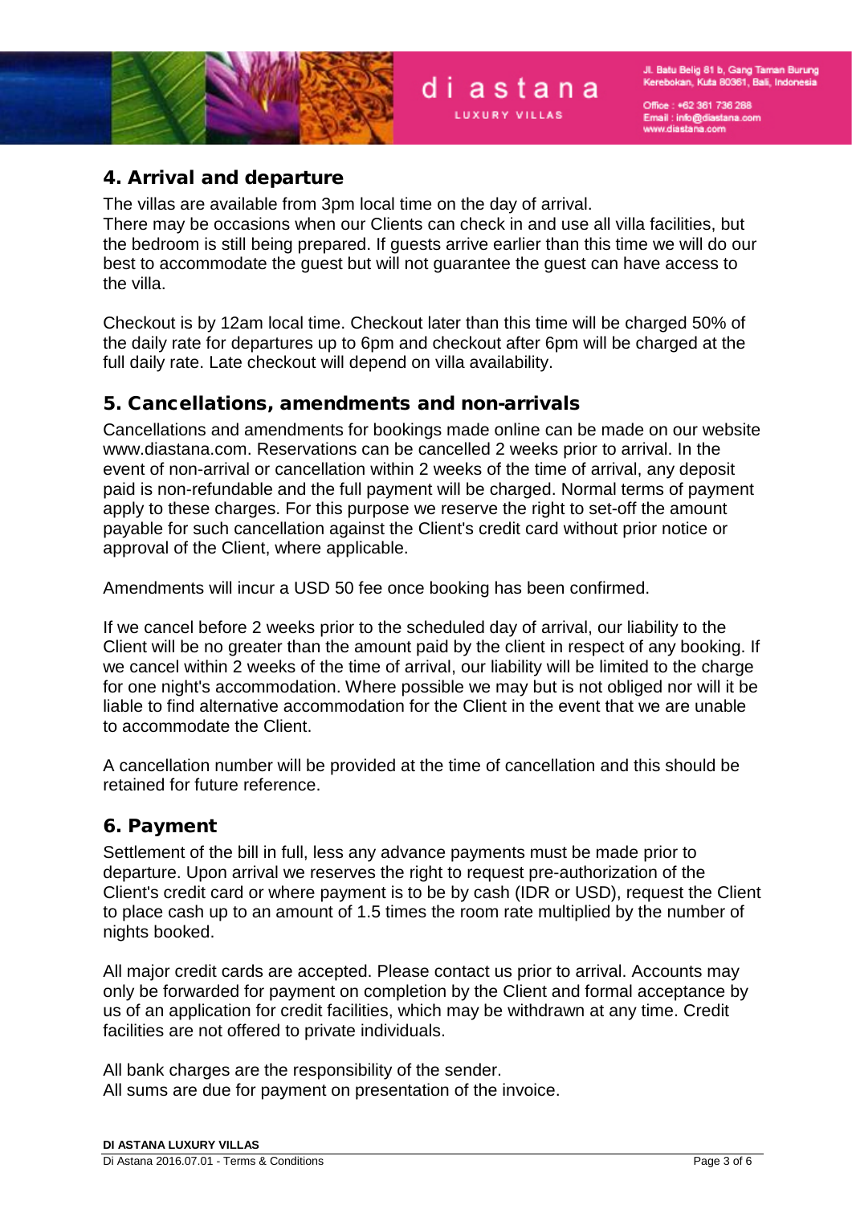## 4. Arrival and departure

The villas are available from 3pm local time on the day of arrival.
There may be occasions when our Clients can check in and use all villa facilities, but the bedroom is still being prepared. If guests arrive earlier than this time we will do our best to accommodate the guest but will not guarantee the guest can have access to the villa.

Checkout is by 12am local time. Checkout later than this time will be charged 50% of the daily rate for departures up to 6pm and checkout after 6pm will be charged at the full daily rate. Late checkout will depend on villa availability.

## 5. Cancellations, amendments and non-arrivals

Cancellations and amendments for bookings made online can be made on our website www.diastana.com. Reservations can be cancelled 2 weeks prior to arrival. In the event of non-arrival or cancellation within 2 weeks of the time of arrival, any deposit paid is non-refundable and the full payment will be charged. Normal terms of payment apply to these charges. For this purpose we reserve the right to set-off the amount payable for such cancellation against the Client's credit card without prior notice or approval of the Client, where applicable.

Amendments will incur a USD 50 fee once booking has been confirmed.

If we cancel before 2 weeks prior to the scheduled day of arrival, our liability to the Client will be no greater than the amount paid by the client in respect of any booking. If we cancel within 2 weeks of the time of arrival, our liability will be limited to the charge for one night's accommodation. Where possible we may but is not obliged nor will it be liable to find alternative accommodation for the Client in the event that we are unable to accommodate the Client.

A cancellation number will be provided at the time of cancellation and this should be retained for future reference.

## 6. Payment

Settlement of the bill in full, less any advance payments must be made prior to departure. Upon arrival we reserves the right to request pre-authorization of the Client's credit card or where payment is to be by cash (IDR or USD), request the Client to place cash up to an amount of 1.5 times the room rate multiplied by the number of nights booked.

All major credit cards are accepted. Please contact us prior to arrival. Accounts may only be forwarded for payment on completion by the Client and formal acceptance by us of an application for credit facilities, which may be withdrawn at any time. Credit facilities are not offered to private individuals.

All bank charges are the responsibility of the sender.
All sums are due for payment on presentation of the invoice.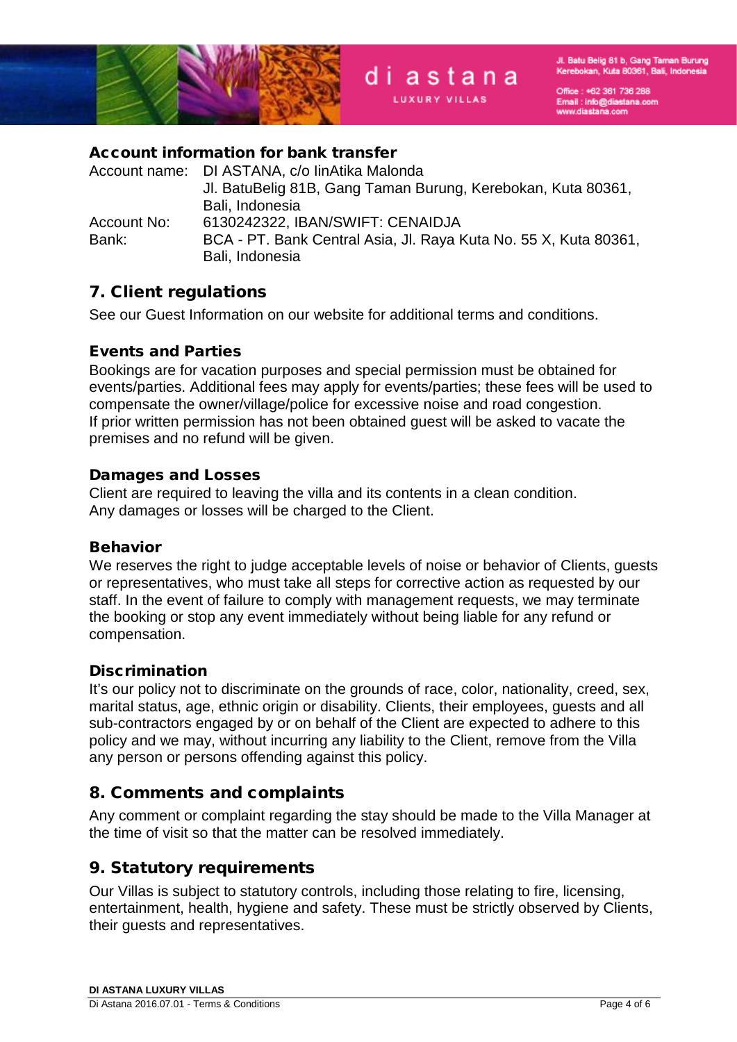### Account information for bank transfer

Account name: DI ASTANA, c/o IinAtika Malonda
Jl. BatuBelig 81B, Gang Taman Burung, Kerebokan, Kuta 80361, Bali, Indonesia
Account No: 6130242322, IBAN/SWIFT: CENAIDJA
Bank: BCA - PT. Bank Central Asia, Jl. Raya Kuta No. 55 X, Kuta 80361, Bali, Indonesia

## 7. Client regulations

See our Guest Information on our website for additional terms and conditions.

### Events and Parties

Bookings are for vacation purposes and special permission must be obtained for events/parties. Additional fees may apply for events/parties; these fees will be used to compensate the owner/village/police for excessive noise and road congestion.
If prior written permission has not been obtained guest will be asked to vacate the premises and no refund will be given.

### Damages and Losses

Client are required to leaving the villa and its contents in a clean condition.
Any damages or losses will be charged to the Client.

### Behavior

We reserves the right to judge acceptable levels of noise or behavior of Clients, guests or representatives, who must take all steps for corrective action as requested by our staff. In the event of failure to comply with management requests, we may terminate the booking or stop any event immediately without being liable for any refund or compensation.

### Discrimination

It's our policy not to discriminate on the grounds of race, color, nationality, creed, sex, marital status, age, ethnic origin or disability. Clients, their employees, guests and all sub-contractors engaged by or on behalf of the Client are expected to adhere to this policy and we may, without incurring any liability to the Client, remove from the Villa any person or persons offending against this policy.

## 8. Comments and complaints

Any comment or complaint regarding the stay should be made to the Villa Manager at the time of visit so that the matter can be resolved immediately.

## 9. Statutory requirements

Our Villas is subject to statutory controls, including those relating to fire, licensing, entertainment, health, hygiene and safety. These must be strictly observed by Clients, their guests and representatives.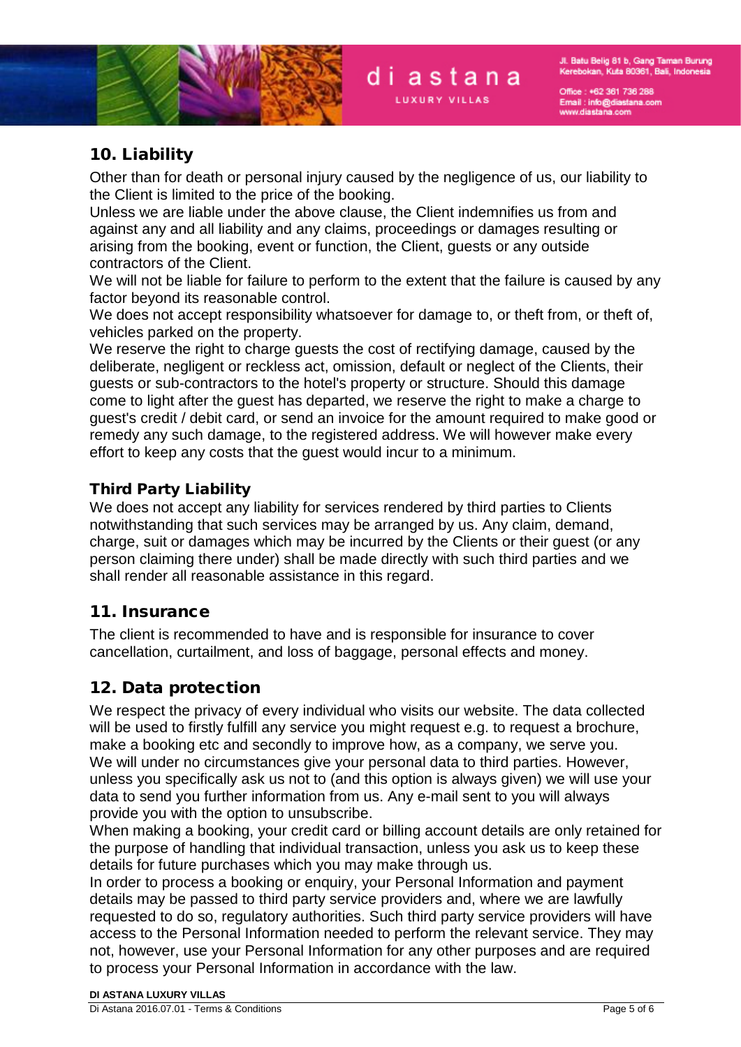## 10. Liability

Other than for death or personal injury caused by the negligence of us, our liability to the Client is limited to the price of the booking.
Unless we are liable under the above clause, the Client indemnifies us from and against any and all liability and any claims, proceedings or damages resulting or arising from the booking, event or function, the Client, guests or any outside contractors of the Client.
We will not be liable for failure to perform to the extent that the failure is caused by any factor beyond its reasonable control.
We does not accept responsibility whatsoever for damage to, or theft from, or theft of, vehicles parked on the property.
We reserve the right to charge guests the cost of rectifying damage, caused by the deliberate, negligent or reckless act, omission, default or neglect of the Clients, their guests or sub-contractors to the hotel's property or structure. Should this damage come to light after the guest has departed, we reserve the right to make a charge to guest's credit / debit card, or send an invoice for the amount required to make good or remedy any such damage, to the registered address. We will however make every effort to keep any costs that the guest would incur to a minimum.

### Third Party Liability

We does not accept any liability for services rendered by third parties to Clients notwithstanding that such services may be arranged by us. Any claim, demand, charge, suit or damages which may be incurred by the Clients or their guest (or any person claiming there under) shall be made directly with such third parties and we shall render all reasonable assistance in this regard.

## 11. Insurance

The client is recommended to have and is responsible for insurance to cover cancellation, curtailment, and loss of baggage, personal effects and money.

## 12. Data protection

We respect the privacy of every individual who visits our website. The data collected will be used to firstly fulfill any service you might request e.g. to request a brochure, make a booking etc and secondly to improve how, as a company, we serve you.
We will under no circumstances give your personal data to third parties. However, unless you specifically ask us not to (and this option is always given) we will use your data to send you further information from us. Any e-mail sent to you will always provide you with the option to unsubscribe.
When making a booking, your credit card or billing account details are only retained for the purpose of handling that individual transaction, unless you ask us to keep these details for future purchases which you may make through us.
In order to process a booking or enquiry, your Personal Information and payment details may be passed to third party service providers and, where we are lawfully requested to do so, regulatory authorities. Such third party service providers will have access to the Personal Information needed to perform the relevant service. They may not, however, use your Personal Information for any other purposes and are required to process your Personal Information in accordance with the law.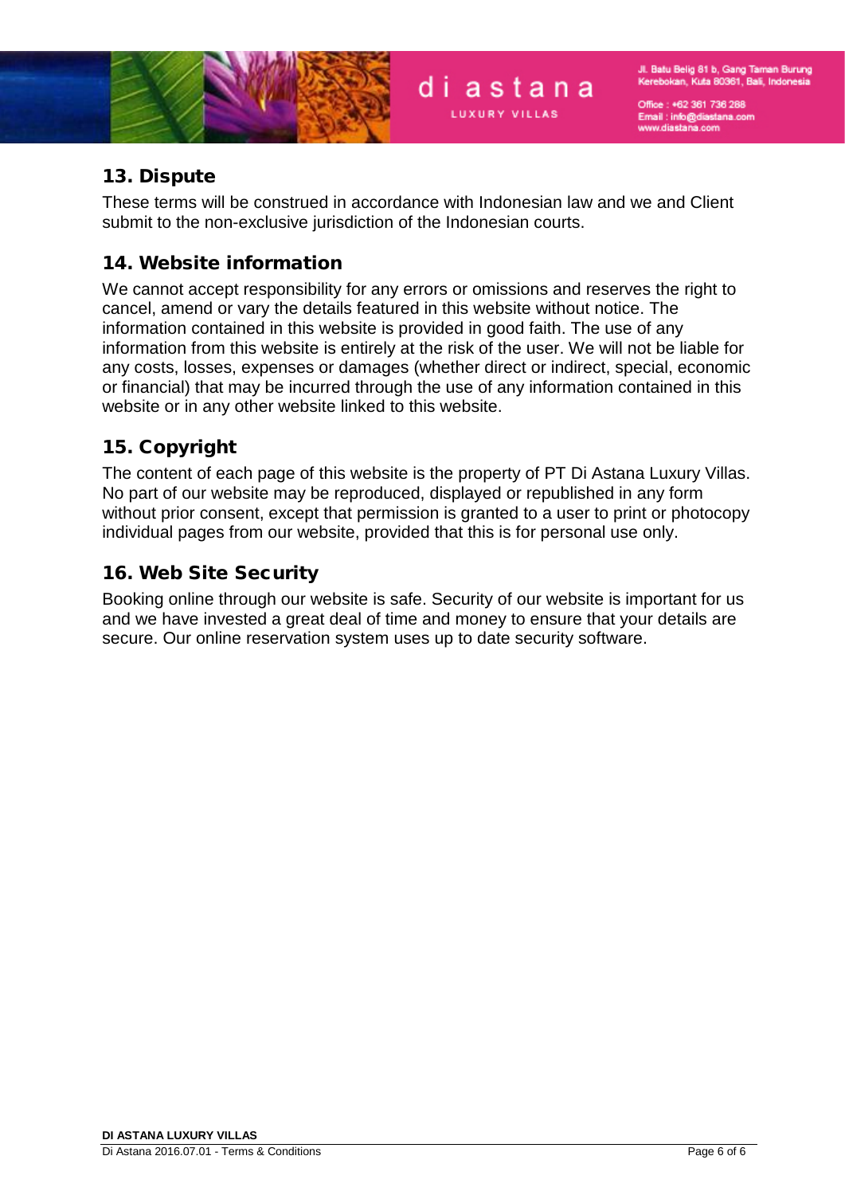## 13. Dispute

These terms will be construed in accordance with Indonesian law and we and Client submit to the non-exclusive jurisdiction of the Indonesian courts.

## 14. Website information

We cannot accept responsibility for any errors or omissions and reserves the right to cancel, amend or vary the details featured in this website without notice. The information contained in this website is provided in good faith. The use of any information from this website is entirely at the risk of the user. We will not be liable for any costs, losses, expenses or damages (whether direct or indirect, special, economic or financial) that may be incurred through the use of any information contained in this website or in any other website linked to this website.

## 15. Copyright

The content of each page of this website is the property of PT Di Astana Luxury Villas. No part of our website may be reproduced, displayed or republished in any form without prior consent, except that permission is granted to a user to print or photocopy individual pages from our website, provided that this is for personal use only.

## 16. Web Site Security

Booking online through our website is safe. Security of our website is important for us and we have invested a great deal of time and money to ensure that your details are secure. Our online reservation system uses up to date security software.